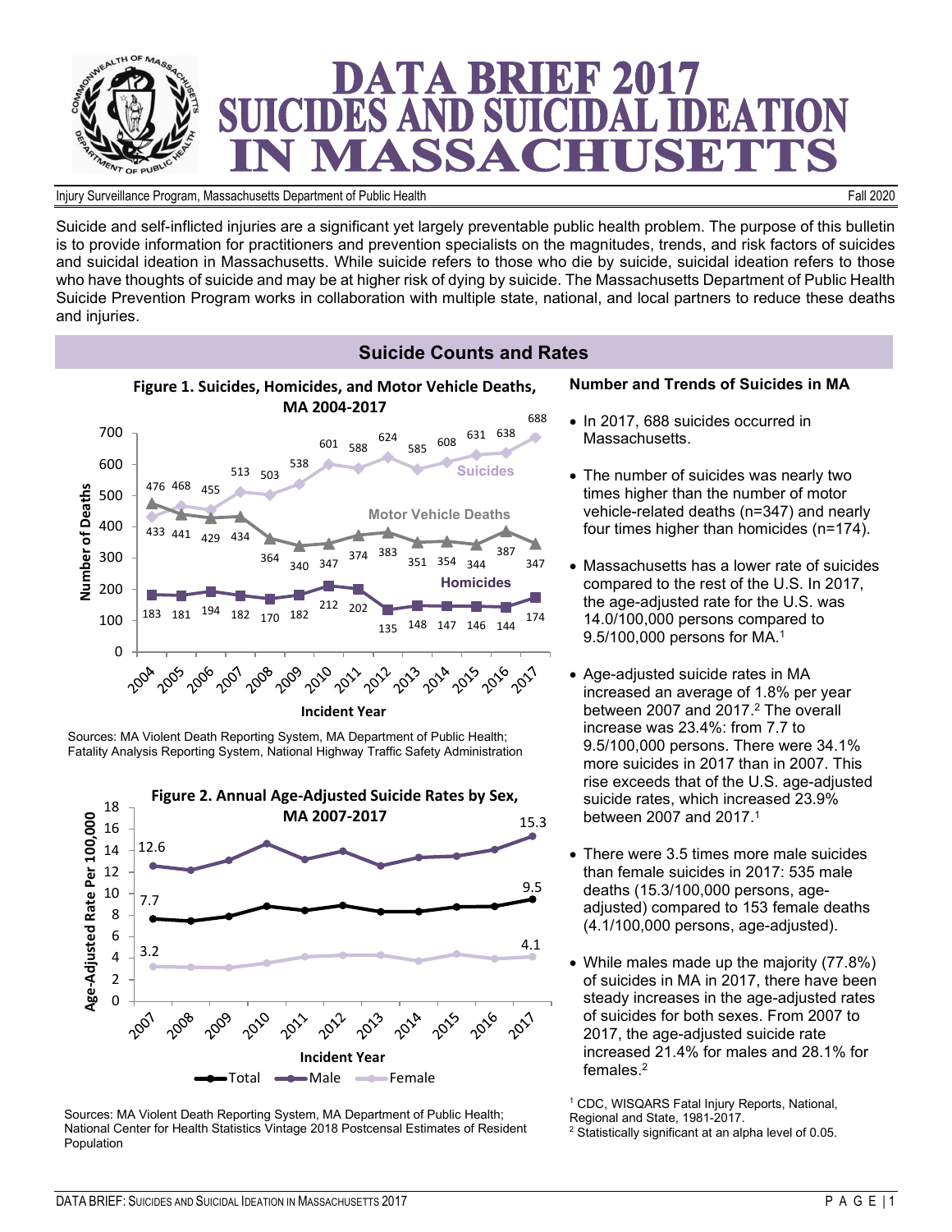# DATA BRIEF 2017 SUICIDES AND SUICIDAL IDEATION IN MASSACHUSETTS

Injury Surveillance Program, Massachusetts Department of Public Health — Fall 2020

Suicide and self-inflicted injuries are a significant yet largely preventable public health problem. The purpose of this bulletin is to provide information for practitioners and prevention specialists on the magnitudes, trends, and risk factors of suicides and suicidal ideation in Massachusetts. While suicide refers to those who die by suicide, suicidal ideation refers to those who have thoughts of suicide and may be at higher risk of dying by suicide. The Massachusetts Department of Public Health Suicide Prevention Program works in collaboration with multiple state, national, and local partners to reduce these deaths and injuries.

## Suicide Counts and Rates

**Figure 1. Suicides, Homicides, and Motor Vehicle Deaths, MA 2004-2017**

| Incident Year | Suicides | Motor Vehicle Deaths | Homicides |
|---|---|---|---|
| 2004 | 433 | 476 | 183 |
| 2005 | 468 | 441 | 181 |
| 2006 | 455 | 429 | 194 |
| 2007 | 513 | 434 | 182 |
| 2008 | 503 | 364 | 170 |
| 2009 | 538 | 340 | 182 |
| 2010 | 601 | 347 | 212 |
| 2011 | 588 | 374 | 202 |
| 2012 | 624 | 383 | 135 |
| 2013 | 585 | 351 | 148 |
| 2014 | 608 | 354 | 147 |
| 2015 | 631 | 344 | 146 |
| 2016 | 638 | 387 | 144 |
| 2017 | 688 | 347 | 174 |

Sources: MA Violent Death Reporting System, MA Department of Public Health; Fatality Analysis Reporting System, National Highway Traffic Safety Administration

**Figure 2. Annual Age-Adjusted Suicide Rates by Sex, MA 2007-2017**

| Incident Year | Total | Male | Female |
|---|---|---|---|
| 2007 | 7.7 | 12.6 | 3.2 |
| 2017 | 9.5 | 15.3 | 4.1 |

Sources: MA Violent Death Reporting System, MA Department of Public Health; National Center for Health Statistics Vintage 2018 Postcensal Estimates of Resident Population

### Number and Trends of Suicides in MA

- In 2017, 688 suicides occurred in Massachusetts.
- The number of suicides was nearly two times higher than the number of motor vehicle-related deaths (n=347) and nearly four times higher than homicides (n=174).
- Massachusetts has a lower rate of suicides compared to the rest of the U.S. In 2017, the age-adjusted rate for the U.S. was 14.0/100,000 persons compared to 9.5/100,000 persons for MA.[1]
- Age-adjusted suicide rates in MA increased an average of 1.8% per year between 2007 and 2017.[2] The overall increase was 23.4%: from 7.7 to 9.5/100,000 persons. There were 34.1% more suicides in 2017 than in 2007. This rise exceeds that of the U.S. age-adjusted suicide rates, which increased 23.9% between 2007 and 2017.[1]
- There were 3.5 times more male suicides than female suicides in 2017: 535 male deaths (15.3/100,000 persons, age-adjusted) compared to 153 female deaths (4.1/100,000 persons, age-adjusted).
- While males made up the majority (77.8%) of suicides in MA in 2017, there have been steady increases in the age-adjusted rates of suicides for both sexes. From 2007 to 2017, the age-adjusted suicide rate increased 21.4% for males and 28.1% for females.[2]

[1] CDC, WISQARS Fatal Injury Reports, National, Regional and State, 1981-2017.
[2] Statistically significant at an alpha level of 0.05.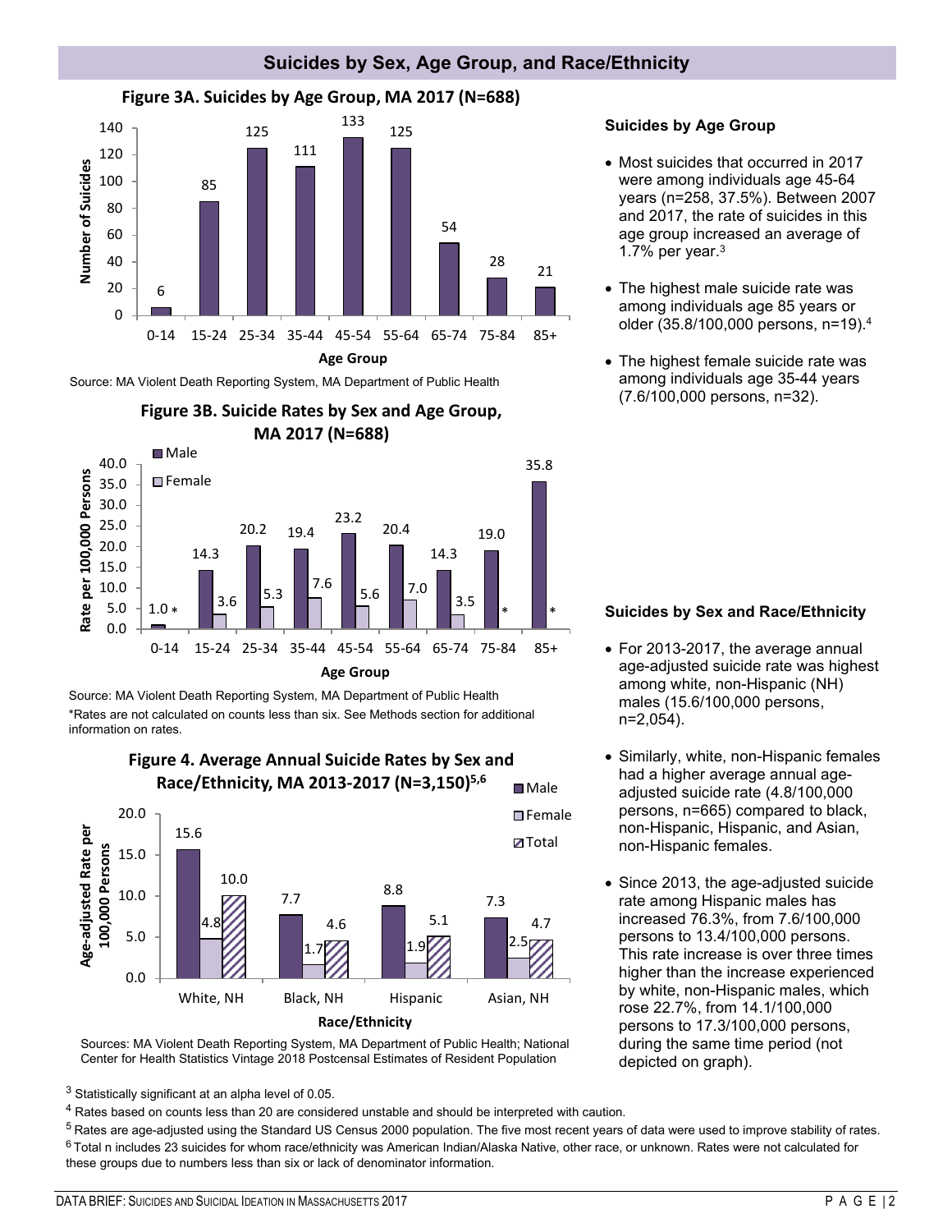## Suicides by Sex, Age Group, and Race/Ethnicity

**Figure 3A. Suicides by Age Group, MA 2017 (N=688)**

| Age Group | Number of Suicides |
|---|---|
| 0-14 | 6 |
| 15-24 | 85 |
| 25-34 | 125 |
| 35-44 | 111 |
| 45-54 | 133 |
| 55-64 | 125 |
| 65-74 | 54 |
| 75-84 | 28 |
| 85+ | 21 |

Source: MA Violent Death Reporting System, MA Department of Public Health

**Figure 3B. Suicide Rates by Sex and Age Group, MA 2017 (N=688)**

| Age Group | Male (Rate per 100,000 Persons) | Female (Rate per 100,000 Persons) |
|---|---|---|
| 0-14 | 1.0 | * |
| 15-24 | 14.3 | 3.6 |
| 25-34 | 20.2 | 5.3 |
| 35-44 | 19.4 | 7.6 |
| 45-54 | 23.2 | 5.6 |
| 55-64 | 20.4 | 7.0 |
| 65-74 | 14.3 | 3.5 |
| 75-84 | 19.0 | * |
| 85+ | 35.8 | * |

Source: MA Violent Death Reporting System, MA Department of Public Health
*Rates are not calculated on counts less than six. See Methods section for additional information on rates.

**Figure 4. Average Annual Suicide Rates by Sex and Race/Ethnicity, MA 2013-2017 (N=3,150)[5,6]**

| Race/Ethnicity | Male (Age-adjusted Rate per 100,000 Persons) | Female (Age-adjusted Rate per 100,000 Persons) | Total (Age-adjusted Rate per 100,000 Persons) |
|---|---|---|---|
| White, NH | 15.6 | 4.8 | 10.0 |
| Black, NH | 7.7 | 1.7 | 4.6 |
| Hispanic | 8.8 | 1.9 | 5.1 |
| Asian, NH | 7.3 | 2.5 | 4.7 |

Sources: MA Violent Death Reporting System, MA Department of Public Health; National Center for Health Statistics Vintage 2018 Postcensal Estimates of Resident Population

### Suicides by Age Group

- Most suicides that occurred in 2017 were among individuals age 45-64 years (n=258, 37.5%). Between 2007 and 2017, the rate of suicides in this age group increased an average of 1.7% per year.[3]
- The highest male suicide rate was among individuals age 85 years or older (35.8/100,000 persons, n=19).[4]
- The highest female suicide rate was among individuals age 35-44 years (7.6/100,000 persons, n=32).

### Suicides by Sex and Race/Ethnicity

- For 2013-2017, the average annual age-adjusted suicide rate was highest among white, non-Hispanic (NH) males (15.6/100,000 persons, n=2,054).
- Similarly, white, non-Hispanic females had a higher average annual age-adjusted suicide rate (4.8/100,000 persons, n=665) compared to black, non-Hispanic, Hispanic, and Asian, non-Hispanic females.
- Since 2013, the age-adjusted suicide rate among Hispanic males has increased 76.3%, from 7.6/100,000 persons to 13.4/100,000 persons. This rate increase is over three times higher than the increase experienced by white, non-Hispanic males, which rose 22.7%, from 14.1/100,000 persons to 17.3/100,000 persons, during the same time period (not depicted on graph).

[3] Statistically significant at an alpha level of 0.05.

[4] Rates based on counts less than 20 are considered unstable and should be interpreted with caution.

[5] Rates are age-adjusted using the Standard US Census 2000 population. The five most recent years of data were used to improve stability of rates.

[6] Total n includes 23 suicides for whom race/ethnicity was American Indian/Alaska Native, other race, or unknown. Rates were not calculated for these groups due to numbers less than six or lack of denominator information.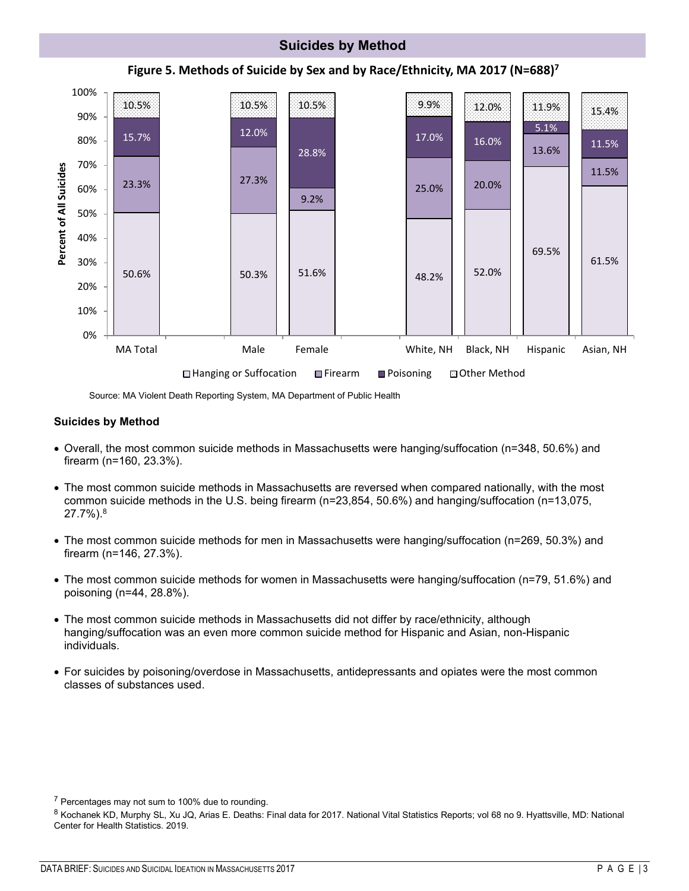## Suicides by Method

**Figure 5. Methods of Suicide by Sex and by Race/Ethnicity, MA 2017 (N=688)[7]**

| | MA Total | Male | Female | White, NH | Black, NH | Hispanic | Asian, NH |
|---|---|---|---|---|---|---|---|
| Hanging or Suffocation | 50.6% | 50.3% | 51.6% | 48.2% | 52.0% | 69.5% | 61.5% |
| Firearm | 23.3% | 27.3% | 9.2% | 25.0% | 20.0% | 13.6% | 11.5% |
| Poisoning | 15.7% | 12.0% | 28.8% | 17.0% | 16.0% | 5.1% | 11.5% |
| Other Method | 10.5% | 10.5% | 10.5% | 9.9% | 12.0% | 11.9% | 15.4% |

Source: MA Violent Death Reporting System, MA Department of Public Health

**Suicides by Method**

- Overall, the most common suicide methods in Massachusetts were hanging/suffocation (n=348, 50.6%) and firearm (n=160, 23.3%).
- The most common suicide methods in Massachusetts are reversed when compared nationally, with the most common suicide methods in the U.S. being firearm (n=23,854, 50.6%) and hanging/suffocation (n=13,075, 27.7%).[8]
- The most common suicide methods for men in Massachusetts were hanging/suffocation (n=269, 50.3%) and firearm (n=146, 27.3%).
- The most common suicide methods for women in Massachusetts were hanging/suffocation (n=79, 51.6%) and poisoning (n=44, 28.8%).
- The most common suicide methods in Massachusetts did not differ by race/ethnicity, although hanging/suffocation was an even more common suicide method for Hispanic and Asian, non-Hispanic individuals.
- For suicides by poisoning/overdose in Massachusetts, antidepressants and opiates were the most common classes of substances used.

[7] Percentages may not sum to 100% due to rounding.

[8] Kochanek KD, Murphy SL, Xu JQ, Arias E. Deaths: Final data for 2017. National Vital Statistics Reports; vol 68 no 9. Hyattsville, MD: National Center for Health Statistics. 2019.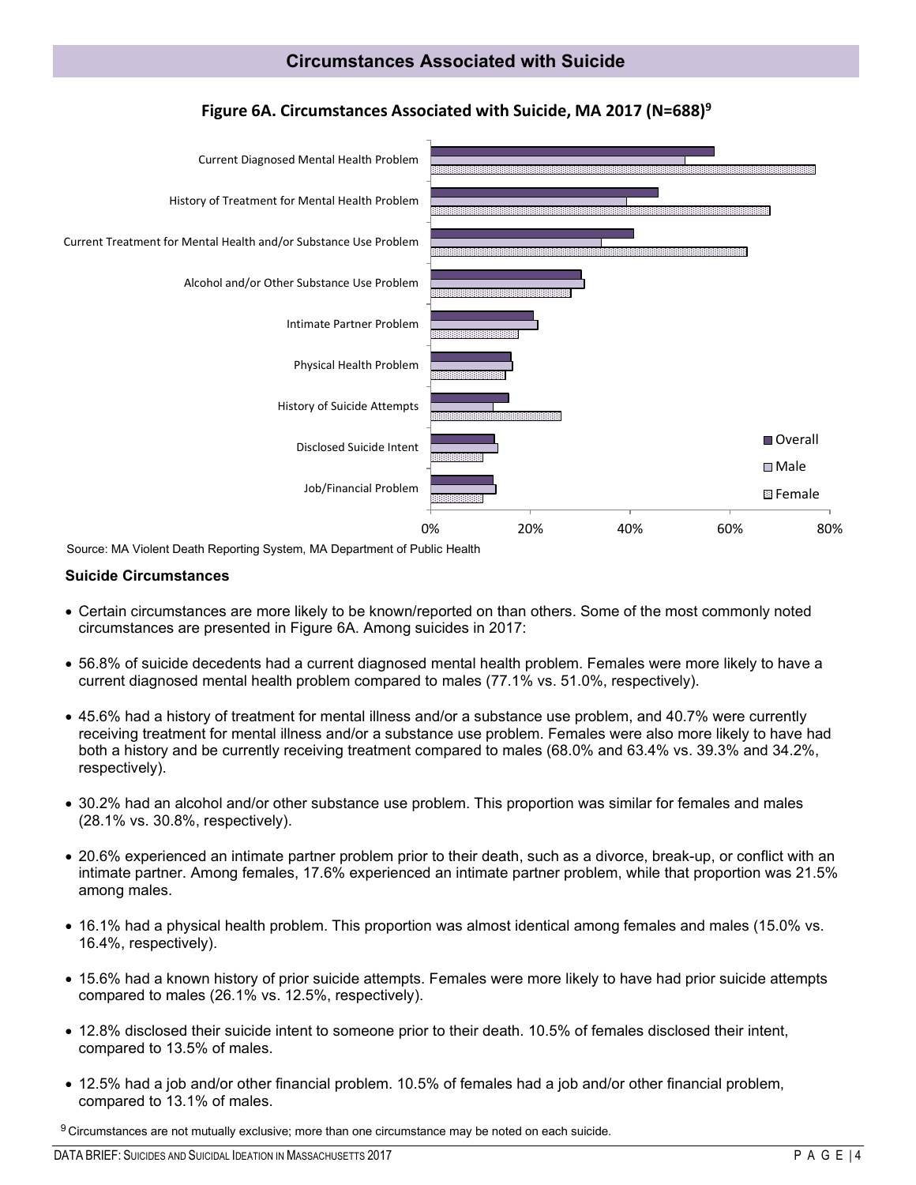## Circumstances Associated with Suicide

**Figure 6A. Circumstances Associated with Suicide, MA 2017 (N=688)[9]**

Source: MA Violent Death Reporting System, MA Department of Public Health

### Suicide Circumstances

- Certain circumstances are more likely to be known/reported on than others. Some of the most commonly noted circumstances are presented in Figure 6A. Among suicides in 2017:
- 56.8% of suicide decedents had a current diagnosed mental health problem. Females were more likely to have a current diagnosed mental health problem compared to males (77.1% vs. 51.0%, respectively).
- 45.6% had a history of treatment for mental illness and/or a substance use problem, and 40.7% were currently receiving treatment for mental illness and/or a substance use problem. Females were also more likely to have had both a history and be currently receiving treatment compared to males (68.0% and 63.4% vs. 39.3% and 34.2%, respectively).
- 30.2% had an alcohol and/or other substance use problem. This proportion was similar for females and males (28.1% vs. 30.8%, respectively).
- 20.6% experienced an intimate partner problem prior to their death, such as a divorce, break-up, or conflict with an intimate partner. Among females, 17.6% experienced an intimate partner problem, while that proportion was 21.5% among males.
- 16.1% had a physical health problem. This proportion was almost identical among females and males (15.0% vs. 16.4%, respectively).
- 15.6% had a known history of prior suicide attempts. Females were more likely to have had prior suicide attempts compared to males (26.1% vs. 12.5%, respectively).
- 12.8% disclosed their suicide intent to someone prior to their death. 10.5% of females disclosed their intent, compared to 13.5% of males.
- 12.5% had a job and/or other financial problem. 10.5% of females had a job and/or other financial problem, compared to 13.1% of males.

[9] Circumstances are not mutually exclusive; more than one circumstance may be noted on each suicide.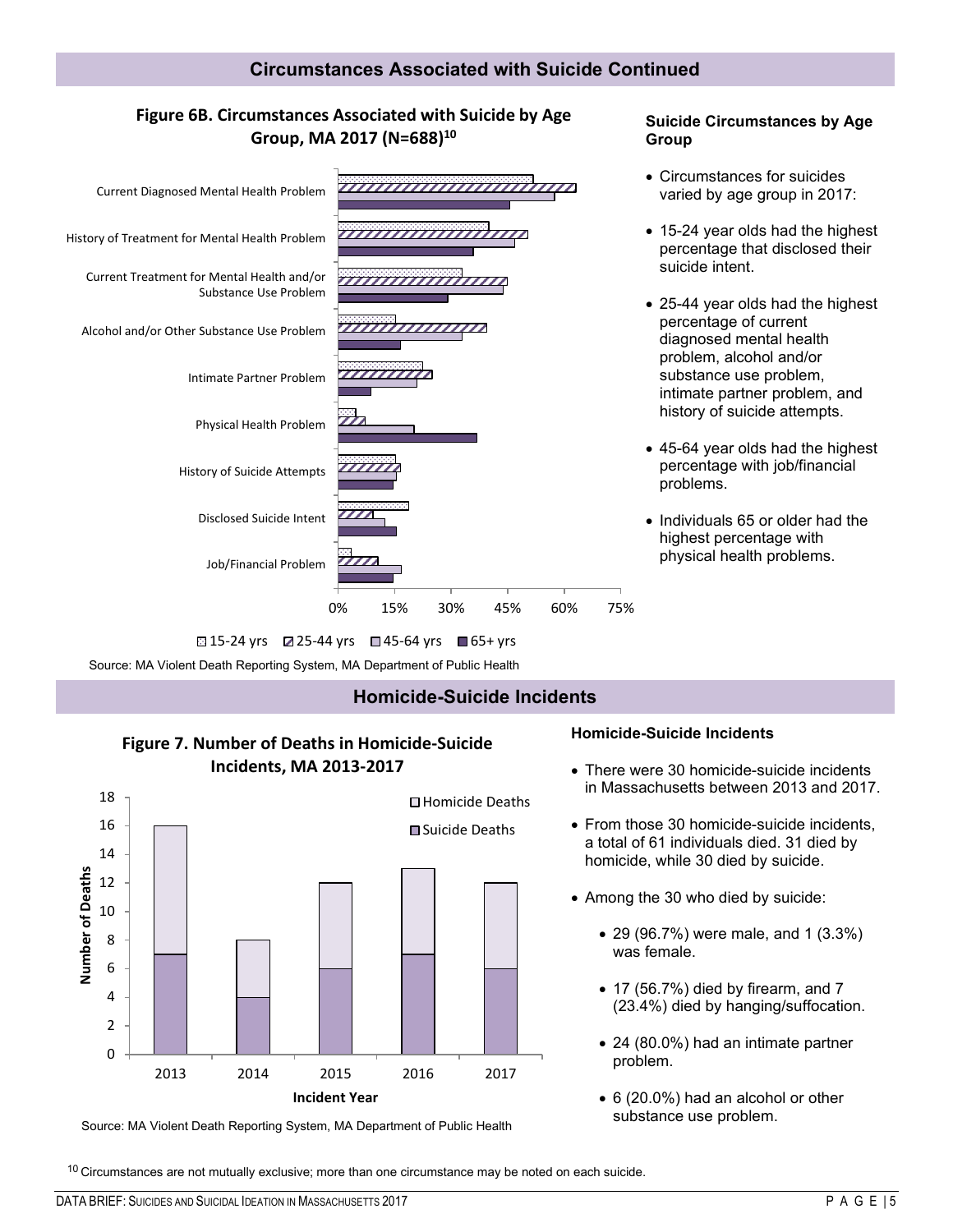## Circumstances Associated with Suicide Continued

**Figure 6B. Circumstances Associated with Suicide by Age Group, MA 2017 (N=688)[10]**

Current Diagnosed Mental Health Problem

History of Treatment for Mental Health Problem

Current Treatment for Mental Health and/or Substance Use Problem

Alcohol and/or Other Substance Use Problem

Intimate Partner Problem

Physical Health Problem

History of Suicide Attempts

Disclosed Suicide Intent

Job/Financial Problem

0% 15% 30% 45% 60% 75%

15-24 yrs 25-44 yrs 45-64 yrs 65+ yrs

Source: MA Violent Death Reporting System, MA Department of Public Health

### Suicide Circumstances by Age Group

- Circumstances for suicides varied by age group in 2017:
- 15-24 year olds had the highest percentage that disclosed their suicide intent.
- 25-44 year olds had the highest percentage of current diagnosed mental health problem, alcohol and/or substance use problem, intimate partner problem, and history of suicide attempts.
- 45-64 year olds had the highest percentage with job/financial problems.
- Individuals 65 or older had the highest percentage with physical health problems.

## Homicide-Suicide Incidents

**Figure 7. Number of Deaths in Homicide-Suicide Incidents, MA 2013-2017**

| Incident Year | Suicide Deaths | Homicide Deaths |
|---|---|---|
| 2013 | 7 | 9 |
| 2014 | 4 | 4 |
| 2015 | 6 | 6 |
| 2016 | 7 | 6 |
| 2017 | 6 | 6 |

Source: MA Violent Death Reporting System, MA Department of Public Health

### Homicide-Suicide Incidents

- There were 30 homicide-suicide incidents in Massachusetts between 2013 and 2017.
- From those 30 homicide-suicide incidents, a total of 61 individuals died. 31 died by homicide, while 30 died by suicide.
- Among the 30 who died by suicide:
  - 29 (96.7%) were male, and 1 (3.3%) was female.
  - 17 (56.7%) died by firearm, and 7 (23.4%) died by hanging/suffocation.
  - 24 (80.0%) had an intimate partner problem.
  - 6 (20.0%) had an alcohol or other substance use problem.

[10] Circumstances are not mutually exclusive; more than one circumstance may be noted on each suicide.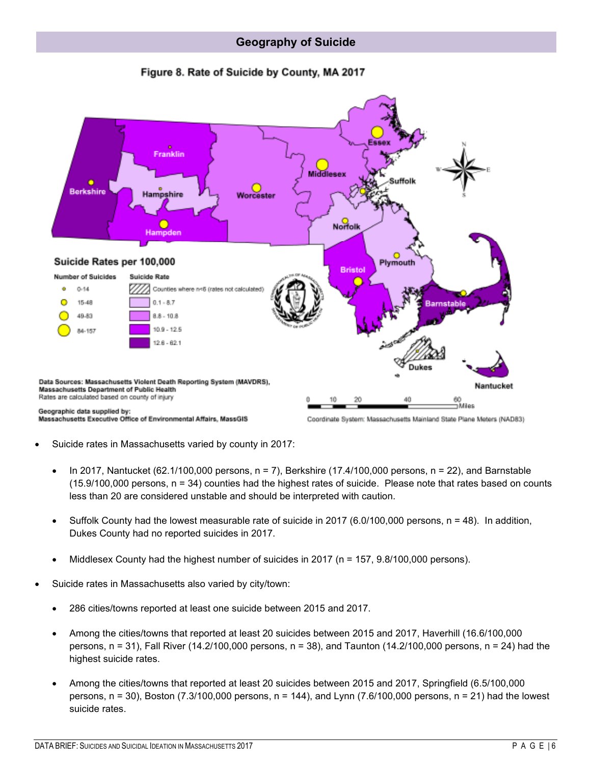## Geography of Suicide

**Figure 8. Rate of Suicide by County, MA 2017**

- Suicide rates in Massachusetts varied by county in 2017:
  - In 2017, Nantucket (62.1/100,000 persons, n = 7), Berkshire (17.4/100,000 persons, n = 22), and Barnstable (15.9/100,000 persons, n = 34) counties had the highest rates of suicide. Please note that rates based on counts less than 20 are considered unstable and should be interpreted with caution.
  - Suffolk County had the lowest measurable rate of suicide in 2017 (6.0/100,000 persons, n = 48). In addition, Dukes County had no reported suicides in 2017.
  - Middlesex County had the highest number of suicides in 2017 (n = 157, 9.8/100,000 persons).
- Suicide rates in Massachusetts also varied by city/town:
  - 286 cities/towns reported at least one suicide between 2015 and 2017.
  - Among the cities/towns that reported at least 20 suicides between 2015 and 2017, Haverhill (16.6/100,000 persons, n = 31), Fall River (14.2/100,000 persons, n = 38), and Taunton (14.2/100,000 persons, n = 24) had the highest suicide rates.
  - Among the cities/towns that reported at least 20 suicides between 2015 and 2017, Springfield (6.5/100,000 persons, n = 30), Boston (7.3/100,000 persons, n = 144), and Lynn (7.6/100,000 persons, n = 21) had the lowest suicide rates.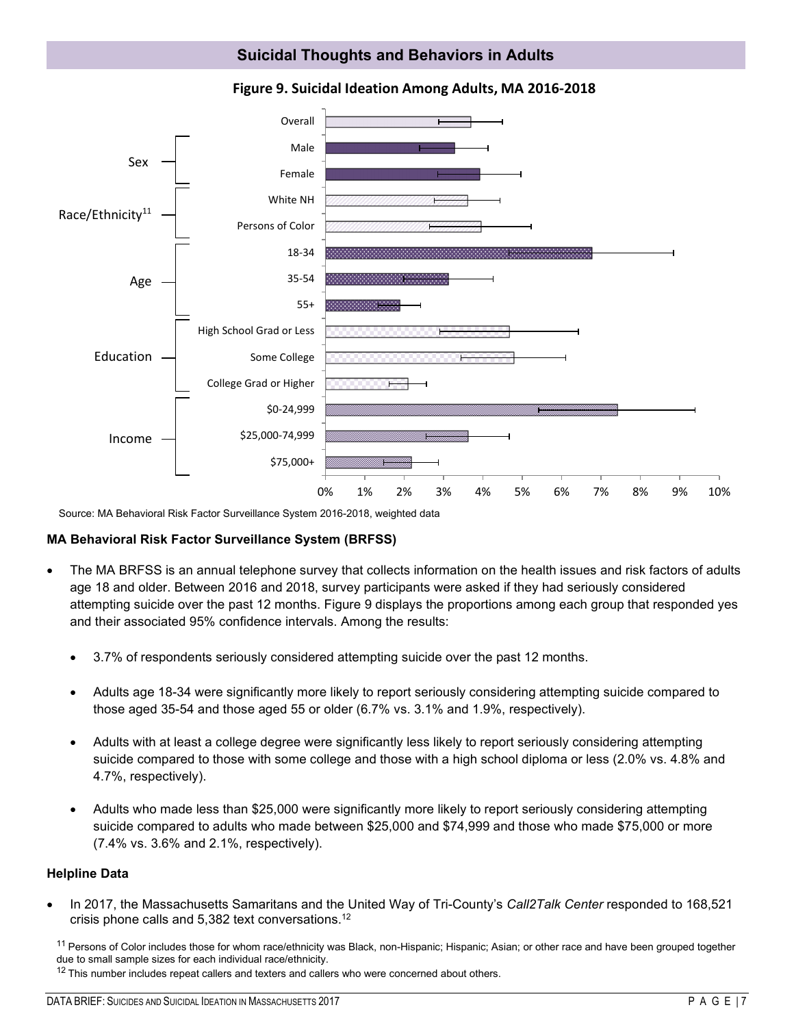## Suicidal Thoughts and Behaviors in Adults

**Figure 9. Suicidal Ideation Among Adults, MA 2016-2018**

Source: MA Behavioral Risk Factor Surveillance System 2016-2018, weighted data

### MA Behavioral Risk Factor Surveillance System (BRFSS)

- The MA BRFSS is an annual telephone survey that collects information on the health issues and risk factors of adults age 18 and older. Between 2016 and 2018, survey participants were asked if they had seriously considered attempting suicide over the past 12 months. Figure 9 displays the proportions among each group that responded yes and their associated 95% confidence intervals. Among the results:
  - 3.7% of respondents seriously considered attempting suicide over the past 12 months.
  - Adults age 18-34 were significantly more likely to report seriously considering attempting suicide compared to those aged 35-54 and those aged 55 or older (6.7% vs. 3.1% and 1.9%, respectively).
  - Adults with at least a college degree were significantly less likely to report seriously considering attempting suicide compared to those with some college and those with a high school diploma or less (2.0% vs. 4.8% and 4.7%, respectively).
  - Adults who made less than $25,000 were significantly more likely to report seriously considering attempting suicide compared to adults who made between $25,000 and $74,999 and those who made $75,000 or more (7.4% vs. 3.6% and 2.1%, respectively).

### Helpline Data

- In 2017, the Massachusetts Samaritans and the United Way of Tri-County's *Call2Talk Center* responded to 168,521 crisis phone calls and 5,382 text conversations.[12]

[11] Persons of Color includes those for whom race/ethnicity was Black, non-Hispanic; Hispanic; Asian; or other race and have been grouped together due to small sample sizes for each individual race/ethnicity.

[12] This number includes repeat callers and texters and callers who were concerned about others.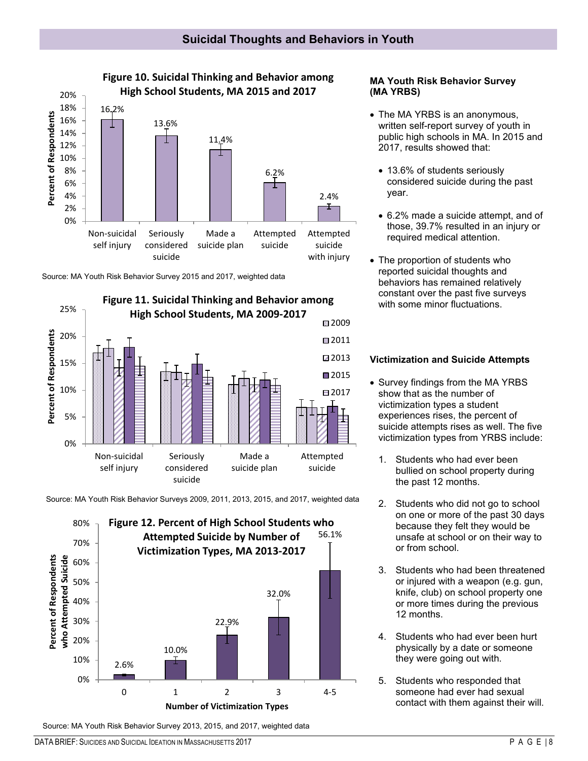## Suicidal Thoughts and Behaviors in Youth

**Figure 10. Suicidal Thinking and Behavior among High School Students, MA 2015 and 2017**

| Category | Percent of Respondents |
|---|---|
| Non-suicidal self injury | 16.2% |
| Seriously considered suicide | 13.6% |
| Made a suicide plan | 11.4% |
| Attempted suicide | 6.2% |
| Attempted suicide with injury | 2.4% |

Source: MA Youth Risk Behavior Survey 2015 and 2017, weighted data

**Figure 11. Suicidal Thinking and Behavior among High School Students, MA 2009-2017**

Categories: Non-suicidal self injury; Seriously considered suicide; Made a suicide plan; Attempted suicide. Years: 2009, 2011, 2013, 2015, 2017.

Source: MA Youth Risk Behavior Surveys 2009, 2011, 2013, 2015, and 2017, weighted data

**Figure 12. Percent of High School Students who Attempted Suicide by Number of Victimization Types, MA 2013-2017**

| Number of Victimization Types | Percent of Respondents who Attempted Suicide |
|---|---|
| 0 | 2.6% |
| 1 | 10.0% |
| 2 | 22.9% |
| 3 | 32.0% |
| 4-5 | 56.1% |

Source: MA Youth Risk Behavior Survey 2013, 2015, and 2017, weighted data

### MA Youth Risk Behavior Survey (MA YRBS)

- The MA YRBS is an anonymous, written self-report survey of youth in public high schools in MA. In 2015 and 2017, results showed that:
  - 13.6% of students seriously considered suicide during the past year.
  - 6.2% made a suicide attempt, and of those, 39.7% resulted in an injury or required medical attention.
- The proportion of students who reported suicidal thoughts and behaviors has remained relatively constant over the past five surveys with some minor fluctuations.

### Victimization and Suicide Attempts

- Survey findings from the MA YRBS show that as the number of victimization types a student experiences rises, the percent of suicide attempts rises as well. The five victimization types from YRBS include:
  1. Students who had ever been bullied on school property during the past 12 months.
  2. Students who did not go to school on one or more of the past 30 days because they felt they would be unsafe at school or on their way to or from school.
  3. Students who had been threatened or injured with a weapon (e.g. gun, knife, club) on school property one or more times during the previous 12 months.
  4. Students who had ever been hurt physically by a date or someone they were going out with.
  5. Students who responded that someone had ever had sexual contact with them against their will.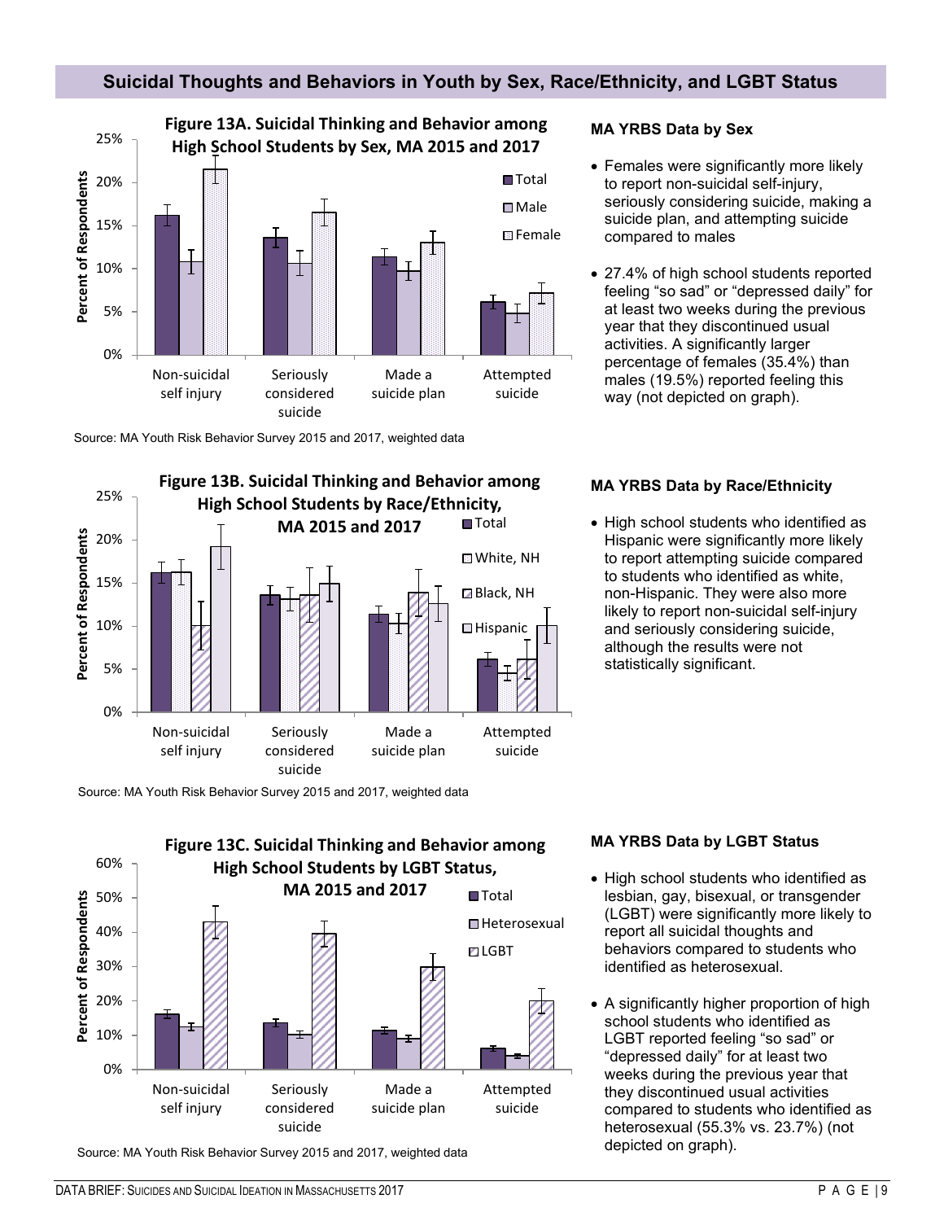## Suicidal Thoughts and Behaviors in Youth by Sex, Race/Ethnicity, and LGBT Status

**Figure 13A. Suicidal Thinking and Behavior among High School Students by Sex, MA 2015 and 2017**

Source: MA Youth Risk Behavior Survey 2015 and 2017, weighted data

### MA YRBS Data by Sex

- Females were significantly more likely to report non-suicidal self-injury, seriously considering suicide, making a suicide plan, and attempting suicide compared to males
- 27.4% of high school students reported feeling "so sad" or "depressed daily" for at least two weeks during the previous year that they discontinued usual activities. A significantly larger percentage of females (35.4%) than males (19.5%) reported feeling this way (not depicted on graph).

**Figure 13B. Suicidal Thinking and Behavior among High School Students by Race/Ethnicity, MA 2015 and 2017**

Source: MA Youth Risk Behavior Survey 2015 and 2017, weighted data

### MA YRBS Data by Race/Ethnicity

- High school students who identified as Hispanic were significantly more likely to report attempting suicide compared to students who identified as white, non-Hispanic. They were also more likely to report non-suicidal self-injury and seriously considering suicide, although the results were not statistically significant.

**Figure 13C. Suicidal Thinking and Behavior among High School Students by LGBT Status, MA 2015 and 2017**

Source: MA Youth Risk Behavior Survey 2015 and 2017, weighted data

### MA YRBS Data by LGBT Status

- High school students who identified as lesbian, gay, bisexual, or transgender (LGBT) were significantly more likely to report all suicidal thoughts and behaviors compared to students who identified as heterosexual.
- A significantly higher proportion of high school students who identified as LGBT reported feeling "so sad" or "depressed daily" for at least two weeks during the previous year that they discontinued usual activities compared to students who identified as heterosexual (55.3% vs. 23.7%) (not depicted on graph).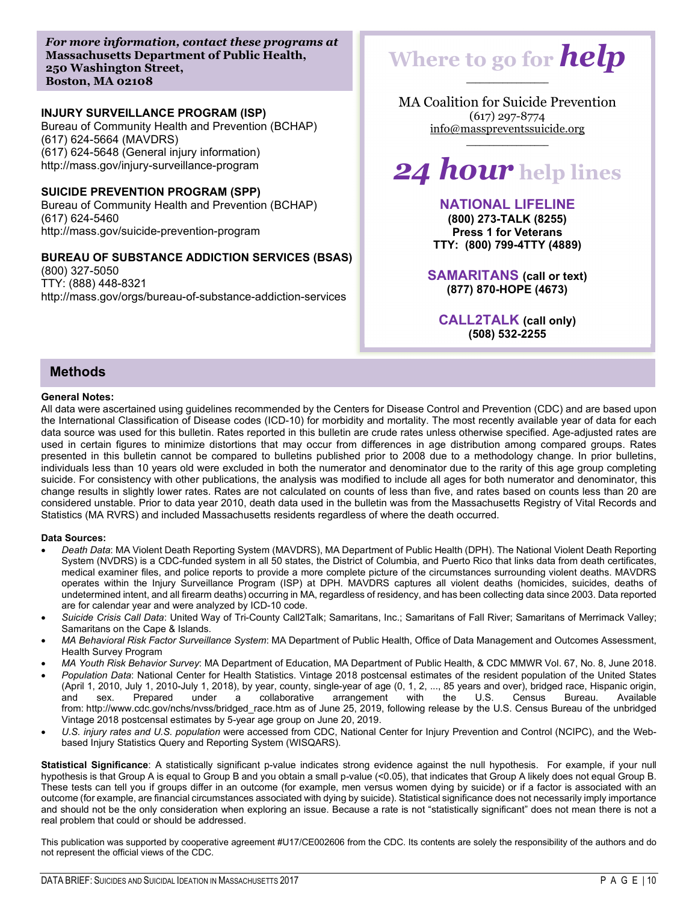***For more information, contact these programs at* Massachusetts Department of Public Health, 250 Washington Street, Boston, MA 02108**

**INJURY SURVEILLANCE PROGRAM (ISP)**
Bureau of Community Health and Prevention (BCHAP)
(617) 624-5664 (MAVDRS)
(617) 624-5648 (General injury information)
http://mass.gov/injury-surveillance-program

**SUICIDE PREVENTION PROGRAM (SPP)**
Bureau of Community Health and Prevention (BCHAP)
(617) 624-5460
http://mass.gov/suicide-prevention-program

**BUREAU OF SUBSTANCE ADDICTION SERVICES (BSAS)**
(800) 327-5050
TTY: (888) 448-8321
http://mass.gov/orgs/bureau-of-substance-addiction-services

## Where to go for *help*

MA Coalition for Suicide Prevention
(617) 297-8774
info@masspreventssuicide.org

## *24 hour* help lines

**NATIONAL LIFELINE**
**(800) 273-TALK (8255)**
**Press 1 for Veterans**
**TTY: (800) 799-4TTY (4889)**

**SAMARITANS (call or text)**
**(877) 870-HOPE (4673)**

**CALL2TALK (call only)**
**(508) 532-2255**

## Methods

**General Notes:**
All data were ascertained using guidelines recommended by the Centers for Disease Control and Prevention (CDC) and are based upon the International Classification of Disease codes (ICD-10) for morbidity and mortality. The most recently available year of data for each data source was used for this bulletin. Rates reported in this bulletin are crude rates unless otherwise specified. Age-adjusted rates are used in certain figures to minimize distortions that may occur from differences in age distribution among compared groups. Rates presented in this bulletin cannot be compared to bulletins published prior to 2008 due to a methodology change. In prior bulletins, individuals less than 10 years old were excluded in both the numerator and denominator due to the rarity of this age group completing suicide. For consistency with other publications, the analysis was modified to include all ages for both numerator and denominator, this change results in slightly lower rates. Rates are not calculated on counts of less than five, and rates based on counts less than 20 are considered unstable. Prior to data year 2010, death data used in the bulletin was from the Massachusetts Registry of Vital Records and Statistics (MA RVRS) and included Massachusetts residents regardless of where the death occurred.

**Data Sources:**

- *Death Data*: MA Violent Death Reporting System (MAVDRS), MA Department of Public Health (DPH). The National Violent Death Reporting System (NVDRS) is a CDC-funded system in all 50 states, the District of Columbia, and Puerto Rico that links data from death certificates, medical examiner files, and police reports to provide a more complete picture of the circumstances surrounding violent deaths. MAVDRS operates within the Injury Surveillance Program (ISP) at DPH. MAVDRS captures all violent deaths (homicides, suicides, deaths of undetermined intent, and all firearm deaths) occurring in MA, regardless of residency, and has been collecting data since 2003. Data reported are for calendar year and were analyzed by ICD-10 code.
- *Suicide Crisis Call Data*: United Way of Tri-County Call2Talk; Samaritans, Inc.; Samaritans of Fall River; Samaritans of Merrimack Valley; Samaritans on the Cape & Islands.
- *MA Behavioral Risk Factor Surveillance System*: MA Department of Public Health, Office of Data Management and Outcomes Assessment, Health Survey Program
- *MA Youth Risk Behavior Survey*: MA Department of Education, MA Department of Public Health, & CDC MMWR Vol. 67, No. 8, June 2018.
- *Population Data*: National Center for Health Statistics. Vintage 2018 postcensal estimates of the resident population of the United States (April 1, 2010, July 1, 2010-July 1, 2018), by year, county, single-year of age (0, 1, 2, ..., 85 years and over), bridged race, Hispanic origin, and sex. Prepared under a collaborative arrangement with the U.S. Census Bureau. Available from: http://www.cdc.gov/nchs/nvss/bridged_race.htm as of June 25, 2019, following release by the U.S. Census Bureau of the unbridged Vintage 2018 postcensal estimates by 5-year age group on June 20, 2019.
- *U.S. injury rates and U.S. population* were accessed from CDC, National Center for Injury Prevention and Control (NCIPC), and the Web-based Injury Statistics Query and Reporting System (WISQARS).

**Statistical Significance**: A statistically significant p-value indicates strong evidence against the null hypothesis. For example, if your null hypothesis is that Group A is equal to Group B and you obtain a small p-value ($<0.05$), that indicates that Group A likely does not equal Group B. These tests can tell you if groups differ in an outcome (for example, men versus women dying by suicide) or if a factor is associated with an outcome (for example, are financial circumstances associated with dying by suicide). Statistical significance does not necessarily imply importance and should not be the only consideration when exploring an issue. Because a rate is not "statistically significant" does not mean there is not a real problem that could or should be addressed.

This publication was supported by cooperative agreement #U17/CE002606 from the CDC. Its contents are solely the responsibility of the authors and do not represent the official views of the CDC.